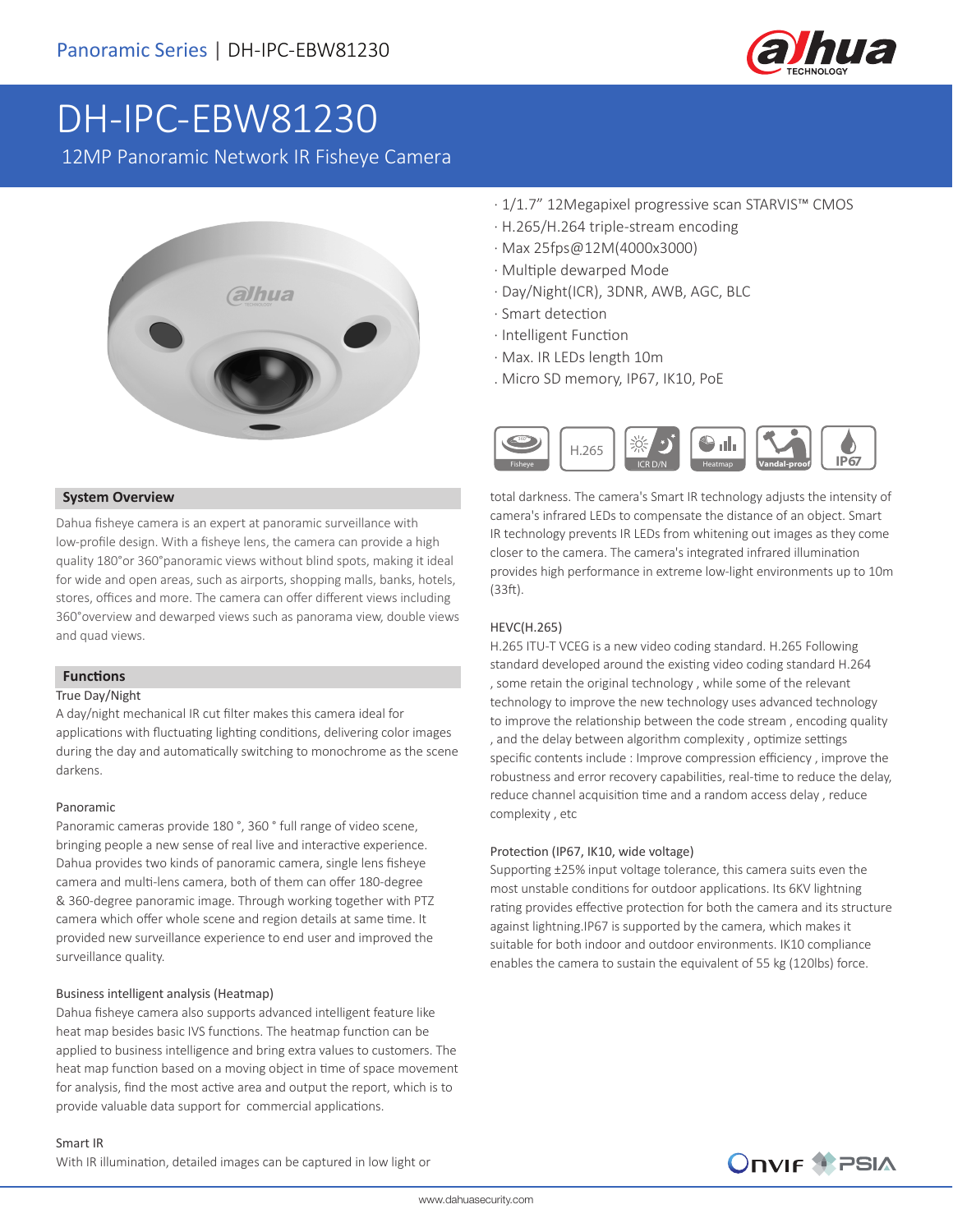Panoramic Series | DH-IPC-EBW81230

# DH-IPC-EBW81230

12MP Panoramic Network IR Fisheye Camera

- · 1/1.7" 12Megapixel progressive scan STARVIS™ CMOS
- · H.265/H.264 triple-stream encoding
- · Max 25fps@12M(4000x3000)
- · Multiple dewarped Mode
- · Day/Night(ICR), 3DNR, AWB, AGC, BLC
- · Smart detection
- · Intelligent Function
- · Max. IR LEDs length 10m
- . Micro SD memory, IP67, IK10, PoE

Fisheye | H.265 | ICR D/N | Heatmap | Vandal-proof | IP67

## System Overview

Dahua fisheye camera is an expert at panoramic surveillance with low-profile design. With a fisheye lens, the camera can provide a high quality 180°or 360°panoramic views without blind spots, making it ideal for wide and open areas, such as airports, shopping malls, banks, hotels, stores, offices and more. The camera can offer different views including 360°overview and dewarped views such as panorama view, double views and quad views.

## Functions

### True Day/Night

A day/night mechanical IR cut filter makes this camera ideal for applications with fluctuating lighting conditions, delivering color images during the day and automatically switching to monochrome as the scene darkens.

### Panoramic

Panoramic cameras provide 180 °, 360 ° full range of video scene, bringing people a new sense of real live and interactive experience. Dahua provides two kinds of panoramic camera, single lens fisheye camera and multi-lens camera, both of them can offer 180-degree & 360-degree panoramic image. Through working together with PTZ camera which offer whole scene and region details at same time. It provided new surveillance experience to end user and improved the surveillance quality.

### Business intelligent analysis (Heatmap)

Dahua fisheye camera also supports advanced intelligent feature like heat map besides basic IVS functions. The heatmap function can be applied to business intelligence and bring extra values to customers. The heat map function based on a moving object in time of space movement for analysis, find the most active area and output the report, which is to provide valuable data support for commercial applications.

### Smart IR

With IR illumination, detailed images can be captured in low light or total darkness. The camera's Smart IR technology adjusts the intensity of camera's infrared LEDs to compensate the distance of an object. Smart IR technology prevents IR LEDs from whitening out images as they come closer to the camera. The camera's integrated infrared illumination provides high performance in extreme low-light environments up to 10m (33ft).

### HEVC(H.265)

H.265 ITU-T VCEG is a new video coding standard. H.265 Following standard developed around the existing video coding standard H.264 , some retain the original technology , while some of the relevant technology to improve the new technology uses advanced technology to improve the relationship between the code stream , encoding quality , and the delay between algorithm complexity , optimize settings specific contents include : Improve compression efficiency , improve the robustness and error recovery capabilities, real-time to reduce the delay, reduce channel acquisition time and a random access delay , reduce complexity , etc

### Protection (IP67, IK10, wide voltage)

Supporting ±25% input voltage tolerance, this camera suits even the most unstable conditions for outdoor applications. Its 6KV lightning rating provides effective protection for both the camera and its structure against lightning.IP67 is supported by the camera, which makes it suitable for both indoor and outdoor environments. IK10 compliance enables the camera to sustain the equivalent of 55 kg (120lbs) force.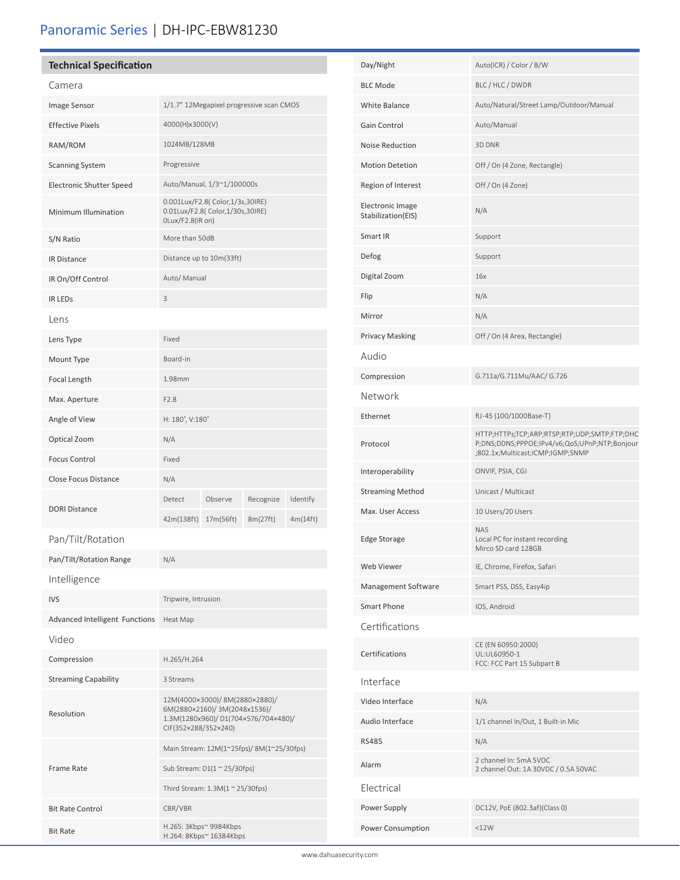# Panoramic Series | DH-IPC-EBW81230

## Technical Specification

### Camera

| | |
|---|---|
| Image Sensor | 1/1.7" 12Megapixel progressive scan CMOS |
| Effective Pixels | 4000(H)x3000(V) |
| RAM/ROM | 1024MB/128MB |
| Scanning System | Progressive |
| Electronic Shutter Speed | Auto/Manual, 1/3~1/100000s |
| Minimum Illumination | 0.001Lux/F2.8( Color,1/3s,30IRE)<br>0.01Lux/F2.8( Color,1/30s,30IRE)<br>0Lux/F2.8(IR on) |
| S/N Ratio | More than 50dB |
| IR Distance | Distance up to 10m(33ft) |
| IR On/Off Control | Auto/ Manual |
| IR LEDs | 3 |

### Lens

| | | | | |
|---|---|---|---|---|
| Lens Type | Fixed | | | |
| Mount Type | Board-in | | | |
| Focal Length | 1.98mm | | | |
| Max. Aperture | F2.8 | | | |
| Angle of View | H: 180˚, V:180˚ | | | |
| Optical Zoom | N/A | | | |
| Focus Control | Fixed | | | |
| Close Focus Distance | N/A | | | |
| DORI Distance | Detect | Observe | Recognize | Identify |
| | 42m(138ft) | 17m(56ft) | 8m(27ft) | 4m(14ft) |

### Pan/Tilt/Rotation

| | |
|---|---|
| Pan/Tilt/Rotation Range | N/A |

### Intelligence

| | |
|---|---|
| IVS | Tripwire, Intrusion |
| Advanced Intelligent Functions | Heat Map |

### Video

| | |
|---|---|
| Compression | H.265/H.264 |
| Streaming Capability | 3 Streams |
| Resolution | 12M(4000×3000)/ 8M(2880×2880)/<br>6M(2880×2160)/ 3M(2048x1536)/<br>1.3M(1280x960)/ D1(704×576/704×480)/<br>CIF(352×288/352×240) |
| Frame Rate | Main Stream: 12M(1~25fps)/ 8M(1~25/30fps) |
| | Sub Stream: D1(1 ~ 25/30fps) |
| | Third Stream: 1.3M(1 ~ 25/30fps) |
| Bit Rate Control | CBR/VBR |
| Bit Rate | H.265: 3Kbps~ 9984Kbps<br>H.264: 8Kbps~ 16384Kbps |
| Day/Night | Auto(ICR) / Color / B/W |
| BLC Mode | BLC / HLC / DWDR |
| White Balance | Auto/Natural/Street Lamp/Outdoor/Manual |
| Gain Control | Auto/Manual |
| Noise Reduction | 3D DNR |
| Motion Detetion | Off / On (4 Zone, Rectangle) |
| Region of Interest | Off / On (4 Zone) |
| Electronic Image Stabilization(EIS) | N/A |
| Smart IR | Support |
| Defog | Support |
| Digital Zoom | 16x |
| Flip | N/A |
| Mirror | N/A |
| Privacy Masking | Off / On (4 Area, Rectangle) |

### Audio

| | |
|---|---|
| Compression | G.711a/G.711Mu/AAC/ G.726 |

### Network

| | |
|---|---|
| Ethernet | RJ-45 (100/1000Base-T) |
| Protocol | HTTP;HTTPs;TCP;ARP;RTSP;RTP;UDP;SMTP;FTP;DHCP;DNS;DDNS;PPPOE;IPv4/v6;QoS;UPnP;NTP;Bonjour;802.1x;Multicast;ICMP;IGMP;SNMP |
| Interoperability | ONVIF, PSIA, CGI |
| Streaming Method | Unicast / Multicast |
| Max. User Access | 10 Users/20 Users |
| Edge Storage | NAS<br>Local PC for instant recording<br>Mirco SD card 128GB |
| Web Viewer | IE, Chrome, Firefox, Safari |
| Management Software | Smart PSS, DSS, Easy4ip |
| Smart Phone | IOS, Android |

### Certifications

| | |
|---|---|
| Certifications | CE (EN 60950:2000)<br>UL:UL60950-1<br>FCC: FCC Part 15 Subpart B |

### Interface

| | |
|---|---|
| Video Interface | N/A |
| Audio Interface | 1/1 channel In/Out, 1 Built-in Mic |
| RS485 | N/A |
| Alarm | 2 channel In: 5mA 5VDC<br>2 channel Out: 1A 30VDC / 0.5A 50VAC |

### Electrical

| | |
|---|---|
| Power Supply | DC12V, PoE (802.3af)(Class 0) |
| Power Consumption | <12W |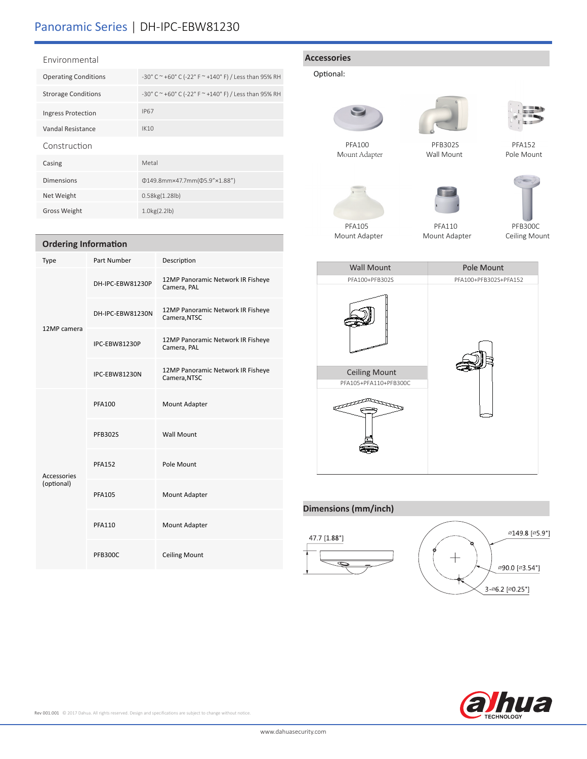# Panoramic Series | DH-IPC-EBW81230

## Environmental

| | |
|---|---|
| Operating Conditions | -30° C ~ +60° C (-22° F ~ +140° F) / Less than 95% RH |
| Strorage Conditions | -30° C ~ +60° C (-22° F ~ +140° F) / Less than 95% RH |
| Ingress Protection | IP67 |
| Vandal Resistance | IK10 |

## Construction

| | |
|---|---|
| Casing | Metal |
| Dimensions | Φ149.8mm×47.7mm(Φ5.9"×1.88") |
| Net Weight | 0.58kg(1.28lb) |
| Gross Weight | 1.0kg(2.2lb) |

## Ordering Information

| Type | Part Number | Description |
|---|---|---|
| 12MP camera | DH-IPC-EBW81230P | 12MP Panoramic Network IR Fisheye Camera, PAL |
| | DH-IPC-EBW81230N | 12MP Panoramic Network IR Fisheye Camera,NTSC |
| | IPC-EBW81230P | 12MP Panoramic Network IR Fisheye Camera, PAL |
| | IPC-EBW81230N | 12MP Panoramic Network IR Fisheye Camera,NTSC |
| Accessories (optional) | PFA100 | Mount Adapter |
| | PFB302S | Wall Mount |
| | PFA152 | Pole Mount |
| | PFA105 | Mount Adapter |
| | PFA110 | Mount Adapter |
| | PFB300C | Ceiling Mount |

## Accessories

Optional:

PFA100
Mount Adapter

PFB302S
Wall Mount

PFA152
Pole Mount

PFA105
Mount Adapter

PFA110
Mount Adapter

PFB300C
Ceiling Mount

| Wall Mount | Pole Mount |
|---|---|
| PFA100+PFB302S | PFA100+PFB302S+PFA152 |

Ceiling Mount
PFA105+PFA110+PFB300C

## Dimensions (mm/inch)

47.7 [1.88"]

⌀149.8 [⌀5.9"]

⌀90.0 [⌀3.54"]

3-⌀6.2 [⌀0.25"]

Rev 001.001 © 2017 Dahua. All rights reserved. Design and specifications are subject to change without notice.

www.dahuasecurity.com